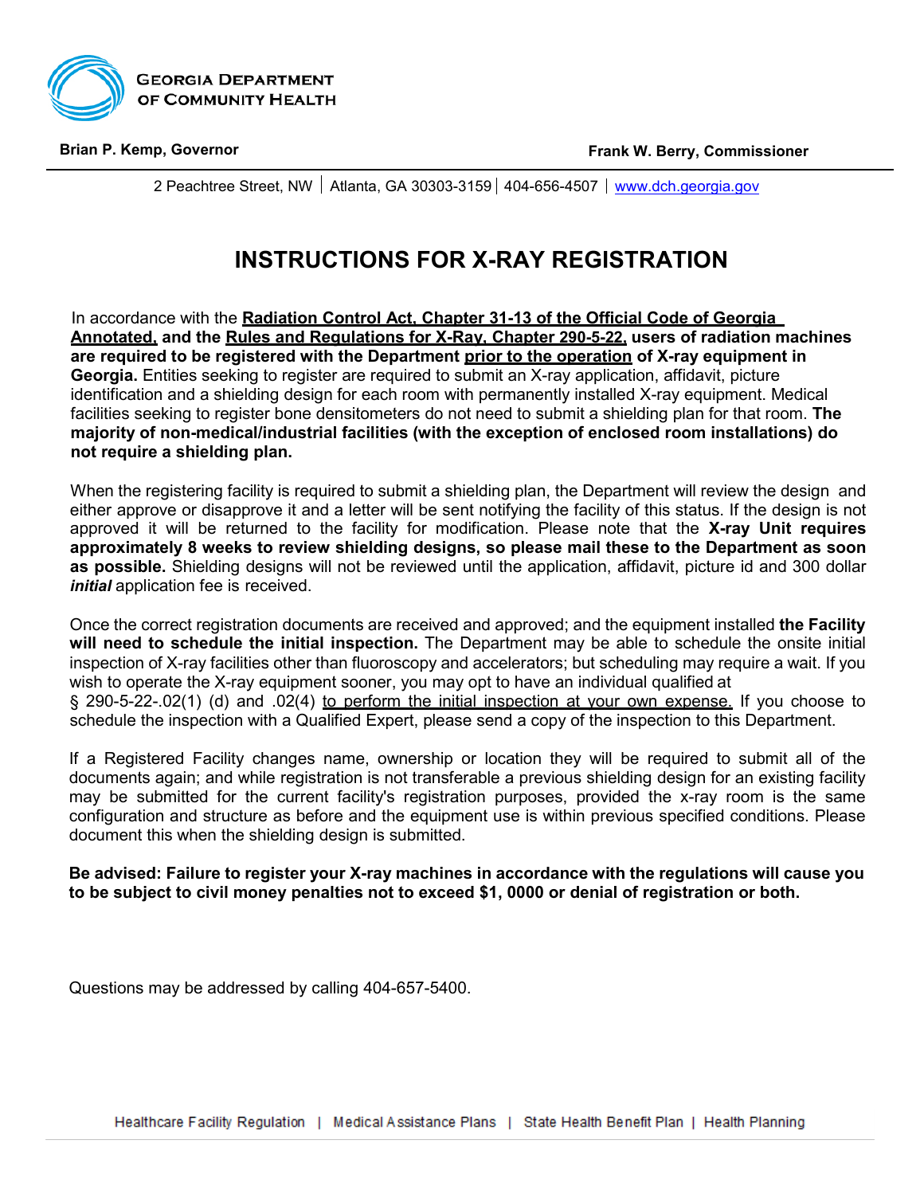GEORGIA DEPARTMENT OF COMMUNITY HEALTH

**Brian P. Kemp, Governor** **Frank W. Berry, Commissioner**

2 Peachtree Street, NW | Atlanta, GA 30303-3159 | 404-656-4507 | www.dch.georgia.gov

# INSTRUCTIONS FOR X-RAY REGISTRATION

In accordance with the **Radiation Control Act, Chapter 31-13 of the Official Code of Georgia Annotated, and the Rules and Regulations for X-Ray, Chapter 290-5-22, users of radiation machines are required to be registered with the Department prior to the operation of X-ray equipment in Georgia.** Entities seeking to register are required to submit an X-ray application, affidavit, picture identification and a shielding design for each room with permanently installed X-ray equipment. Medical facilities seeking to register bone densitometers do not need to submit a shielding plan for that room. **The majority of non-medical/industrial facilities (with the exception of enclosed room installations) do not require a shielding plan.**

When the registering facility is required to submit a shielding plan, the Department will review the design and either approve or disapprove it and a letter will be sent notifying the facility of this status. If the design is not approved it will be returned to the facility for modification. Please note that the **X-ray Unit requires approximately 8 weeks to review shielding designs, so please mail these to the Department as soon as possible.** Shielding designs will not be reviewed until the application, affidavit, picture id and 300 dollar ***initial*** application fee is received.

Once the correct registration documents are received and approved; and the equipment installed **the Facility will need to schedule the initial inspection.** The Department may be able to schedule the onsite initial inspection of X-ray facilities other than fluoroscopy and accelerators; but scheduling may require a wait. If you wish to operate the X-ray equipment sooner, you may opt to have an individual qualified at § 290-5-22-.02(1) (d) and .02(4) to perform the initial inspection at your own expense. If you choose to schedule the inspection with a Qualified Expert, please send a copy of the inspection to this Department.

If a Registered Facility changes name, ownership or location they will be required to submit all of the documents again; and while registration is not transferable a previous shielding design for an existing facility may be submitted for the current facility's registration purposes, provided the x-ray room is the same configuration and structure as before and the equipment use is within previous specified conditions. Please document this when the shielding design is submitted.

**Be advised: Failure to register your X-ray machines in accordance with the regulations will cause you to be subject to civil money penalties not to exceed $1, 0000 or denial of registration or both.**

Questions may be addressed by calling 404-657-5400.

Healthcare Facility Regulation | Medical Assistance Plans | State Health Benefit Plan | Health Planning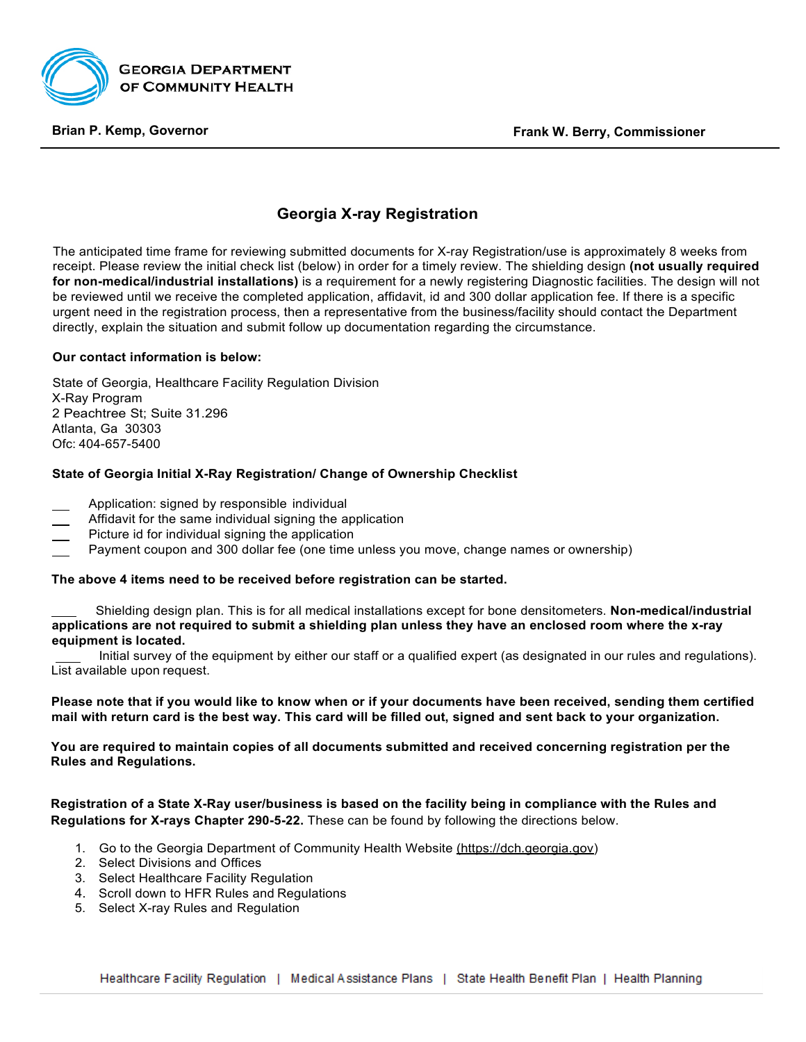**GEORGIA DEPARTMENT OF COMMUNITY HEALTH**

**Brian P. Kemp, Governor** **Frank W. Berry, Commissioner**

## Georgia X-ray Registration

The anticipated time frame for reviewing submitted documents for X-ray Registration/use is approximately 8 weeks from receipt. Please review the initial check list (below) in order for a timely review. The shielding design **(not usually required for non-medical/industrial installations)** is a requirement for a newly registering Diagnostic facilities. The design will not be reviewed until we receive the completed application, affidavit, id and 300 dollar application fee. If there is a specific urgent need in the registration process, then a representative from the business/facility should contact the Department directly, explain the situation and submit follow up documentation regarding the circumstance.

**Our contact information is below:**

State of Georgia, Healthcare Facility Regulation Division
X-Ray Program
2 Peachtree St; Suite 31.296
Atlanta, Ga 30303
Ofc: 404-657-5400

**State of Georgia Initial X-Ray Registration/ Change of Ownership Checklist**

- ___ Application: signed by responsible individual
- ___ Affidavit for the same individual signing the application
- ___ Picture id for individual signing the application
- ___ Payment coupon and 300 dollar fee (one time unless you move, change names or ownership)

**The above 4 items need to be received before registration can be started.**

___ Shielding design plan. This is for all medical installations except for bone densitometers. **Non-medical/industrial applications are not required to submit a shielding plan unless they have an enclosed room where the x-ray equipment is located.**

___ Initial survey of the equipment by either our staff or a qualified expert (as designated in our rules and regulations). List available upon request.

**Please note that if you would like to know when or if your documents have been received, sending them certified mail with return card is the best way. This card will be filled out, signed and sent back to your organization.**

**You are required to maintain copies of all documents submitted and received concerning registration per the Rules and Regulations.**

**Registration of a State X-Ray user/business is based on the facility being in compliance with the Rules and Regulations for X-rays Chapter 290-5-22.** These can be found by following the directions below.

1. Go to the Georgia Department of Community Health Website (https://dch.georgia.gov)
2. Select Divisions and Offices
3. Select Healthcare Facility Regulation
4. Scroll down to HFR Rules and Regulations
5. Select X-ray Rules and Regulation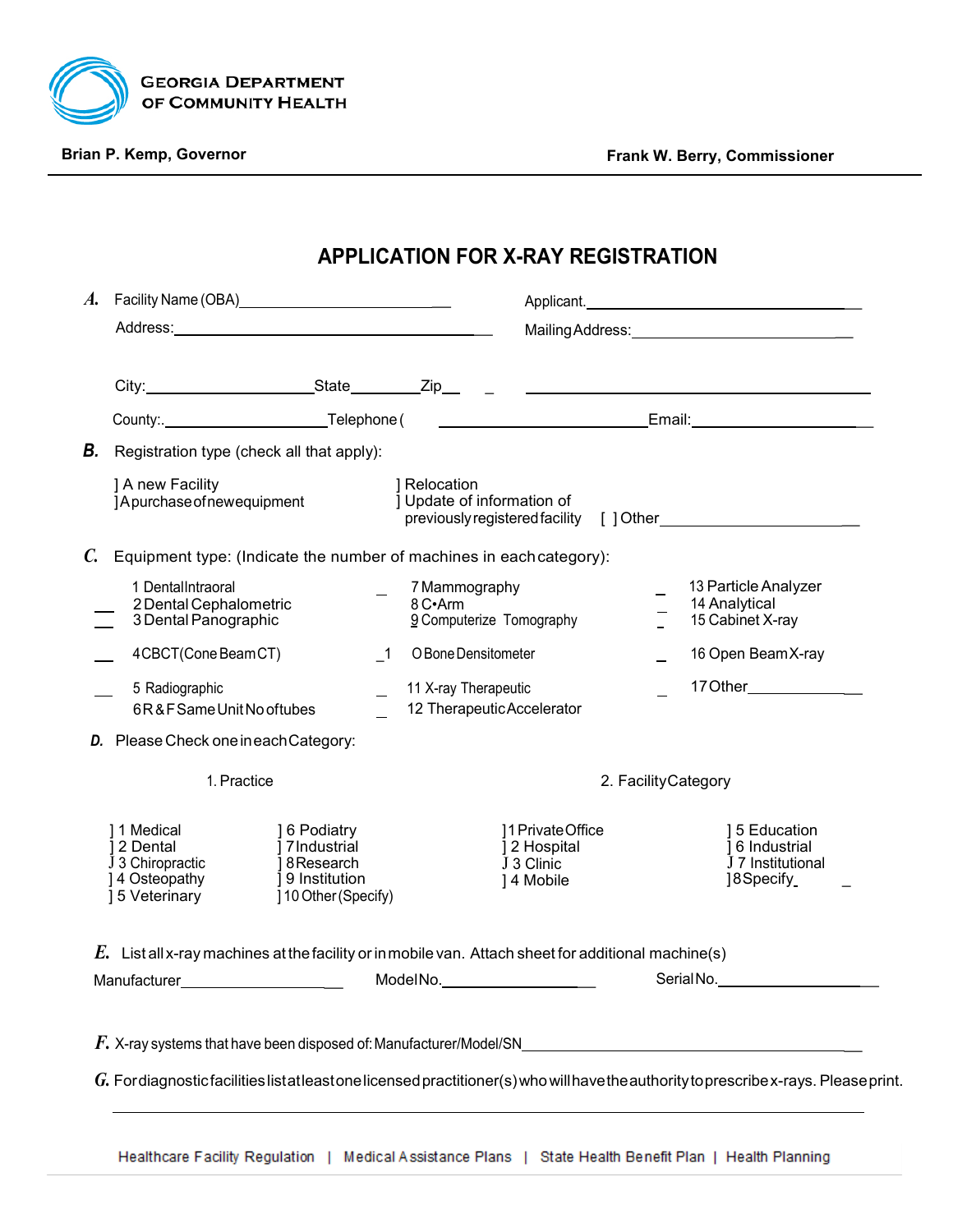GEORGIA DEPARTMENT OF COMMUNITY HEALTH

**Brian P. Kemp, Governor** **Frank W. Berry, Commissioner**

# APPLICATION FOR X-RAY REGISTRATION

***A.*** Facility Name (OBA)______________________________ Applicant.________________________________

Address:__________________________________________ Mailing Address:______________________________

City:______________________State_________Zip___ _ ______________________________________________

County:.____________________Telephone ( ____________________________Email:_____________________

***B.*** Registration type (check all that apply):

] A new Facility ] Relocation
] A purchase of new equipment ] Update of information of previously registered facility [ ] Other______________________

***C.*** Equipment type: (Indicate the number of machines in each category):

| | | | | | |
|---|---|---|---|---|---|
| ___ | 1 Dental Intraoral | ___ | 7 Mammography | ___ | 13 Particle Analyzer |
| ___ | 2 Dental Cephalometric | ___ | 8 C•Arm | ___ | 14 Analytical |
| ___ | 3 Dental Panographic | ___ | 9 Computerize Tomography | ___ | 15 Cabinet X-ray |
| ___ | 4 CBCT (Cone Beam CT) | _1 | O Bone Densitometer | ___ | 16 Open Beam X-ray |
| ___ | 5 Radiographic | ___ | 11 X-ray Therapeutic | ___ | 17 Other______________ |
| | 6 R & F Same Unit No of tubes | ___ | 12 Therapeutic Accelerator | | |

***D.*** Please Check one in each Category:

1. Practice

] 1 Medical
] 2 Dental
] 3 Chiropractic
] 4 Osteopathy
] 5 Veterinary
] 6 Podiatry
] 7 Industrial
] 8 Research
] 9 Institution
] 10 Other (Specify)

2. Facility Category

] 1 Private Office
] 2 Hospital
] 3 Clinic
] 4 Mobile
] 5 Education
] 6 Industrial
] 7 Institutional
] 8 Specify_ _

***E.*** List all x-ray machines at the facility or in mobile van. Attach sheet for additional machine(s)

Manufacturer____________________ Model No.____________________ Serial No.____________________

***F.*** X-ray systems that have been disposed of: Manufacturer/Model/SN________________________________________

***G.*** For diagnostic facilities list at least one licensed practitioner(s) who will have the authority to prescribe x-rays. Please print.

______________________________________________________________________________

Healthcare Facility Regulation | Medical Assistance Plans | State Health Benefit Plan | Health Planning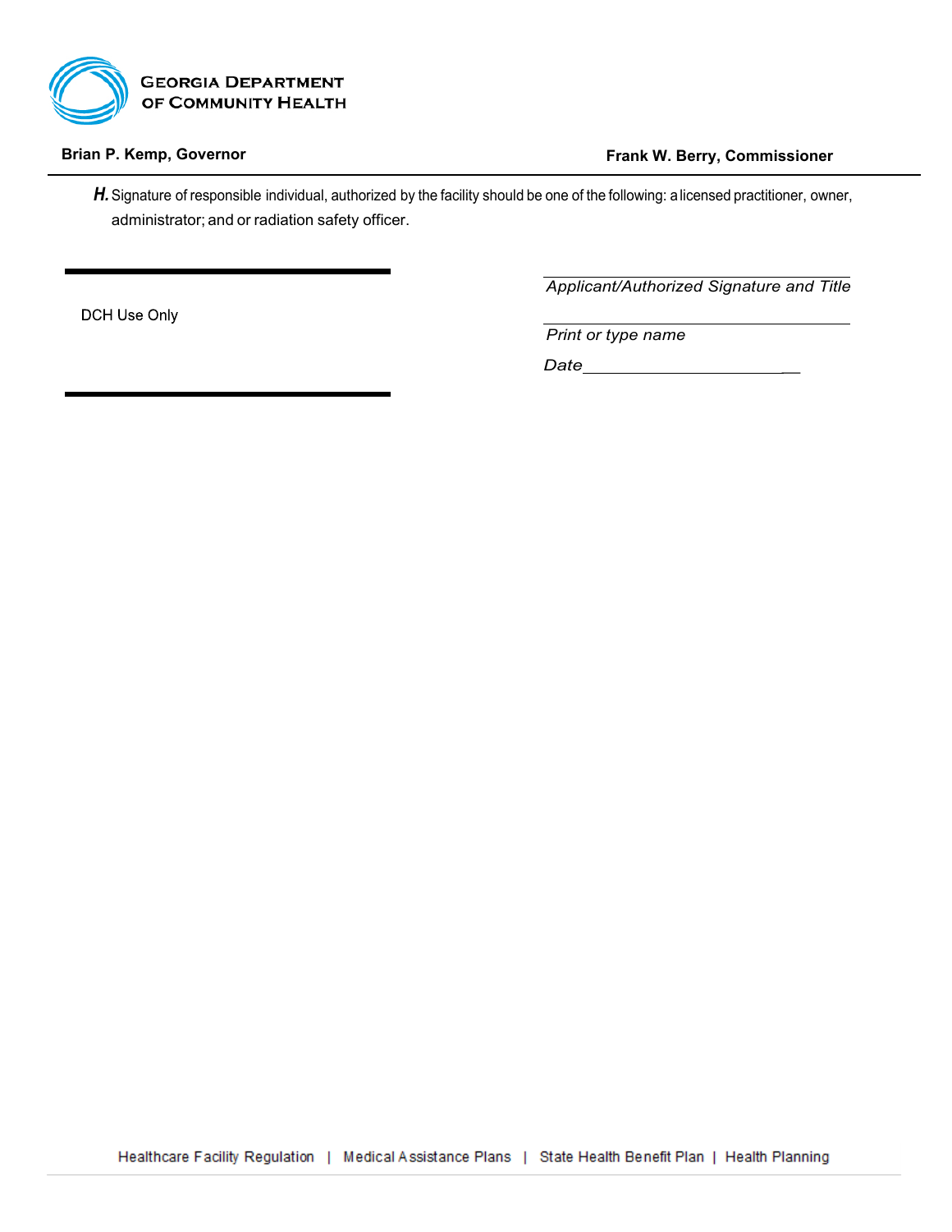***H.*** Signature of responsible individual, authorized by the facility should be one of the following: a licensed practitioner, owner, administrator; and or radiation safety officer.

DCH Use Only

___________________________________
*Applicant/Authorized Signature and Title*

___________________________________
*Print or type name*

*Date*_________________________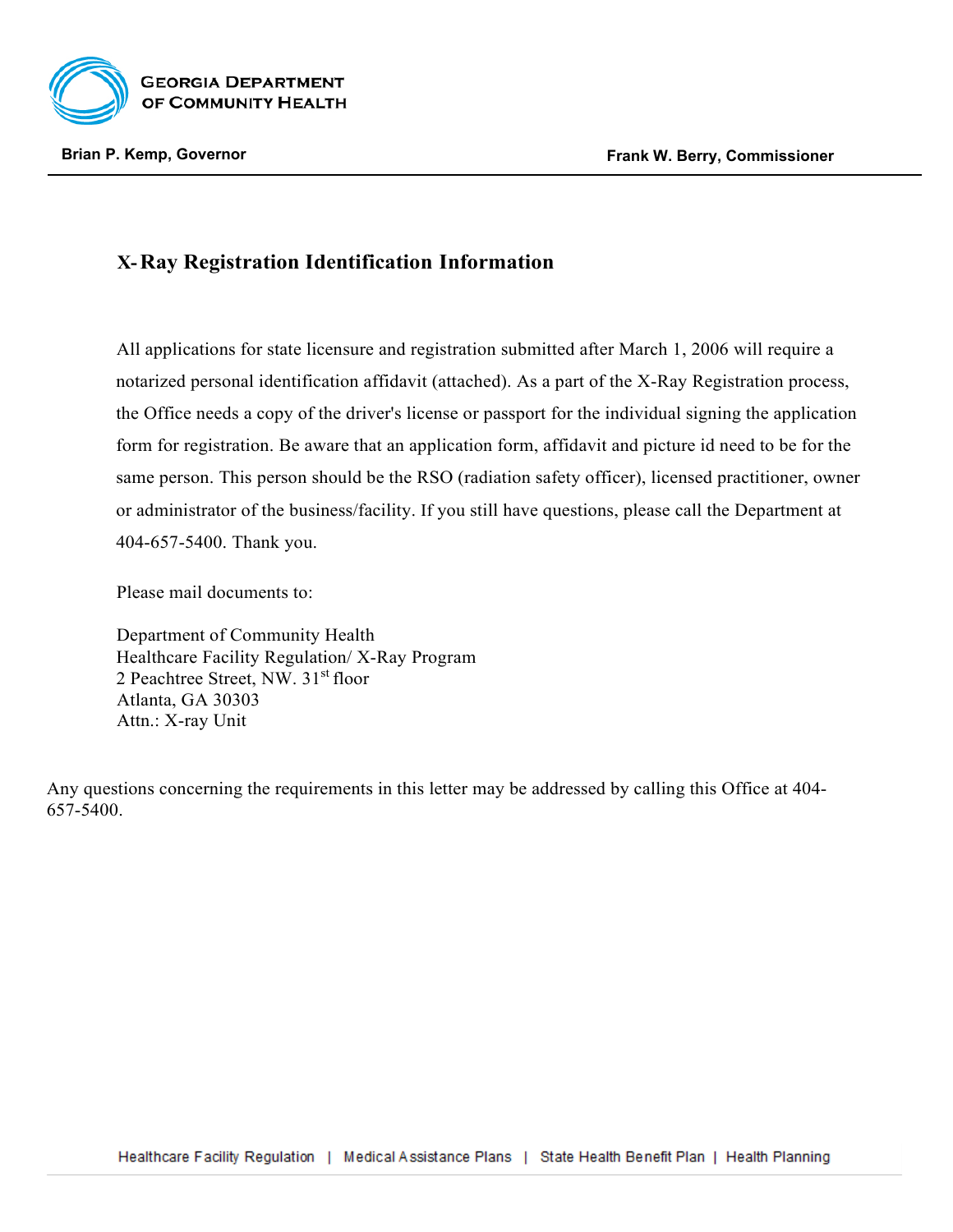**GEORGIA DEPARTMENT OF COMMUNITY HEALTH**

**Brian P. Kemp, Governor** | **Frank W. Berry, Commissioner**

## X-Ray Registration Identification Information

All applications for state licensure and registration submitted after March 1, 2006 will require a notarized personal identification affidavit (attached). As a part of the X-Ray Registration process, the Office needs a copy of the driver's license or passport for the individual signing the application form for registration. Be aware that an application form, affidavit and picture id need to be for the same person. This person should be the RSO (radiation safety officer), licensed practitioner, owner or administrator of the business/facility. If you still have questions, please call the Department at 404-657-5400. Thank you.

Please mail documents to:

Department of Community Health  
Healthcare Facility Regulation/ X-Ray Program  
2 Peachtree Street, NW. 31st floor  
Atlanta, GA 30303  
Attn.: X-ray Unit

Any questions concerning the requirements in this letter may be addressed by calling this Office at 404-657-5400.

Healthcare Facility Regulation | Medical Assistance Plans | State Health Benefit Plan | Health Planning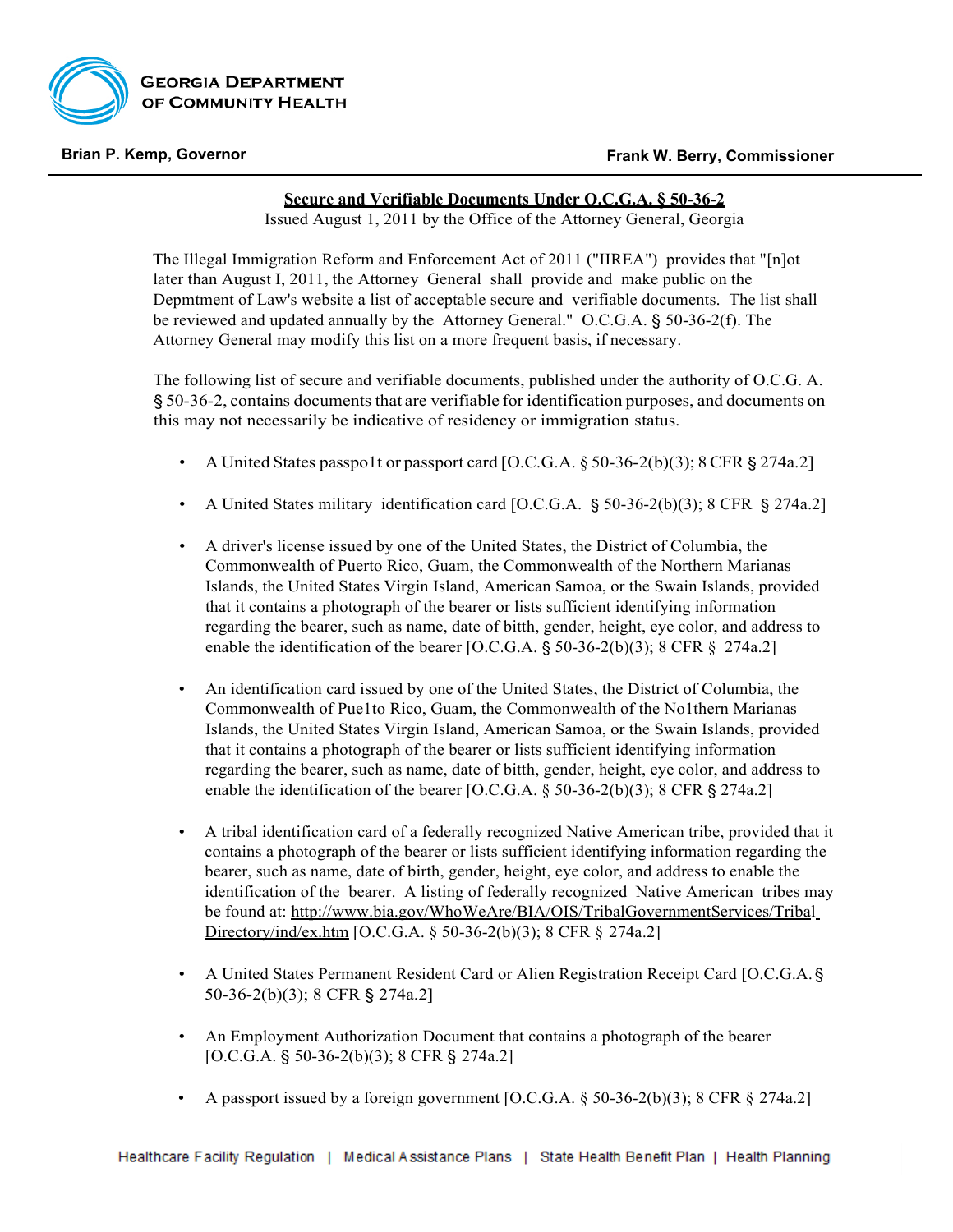**GEORGIA DEPARTMENT OF COMMUNITY HEALTH**

**Brian P. Kemp, Governor** **Frank W. Berry, Commissioner**

## Secure and Verifiable Documents Under O.C.G.A. § 50-36-2

Issued August 1, 2011 by the Office of the Attorney General, Georgia

The Illegal Immigration Reform and Enforcement Act of 2011 ("IIREA") provides that "[n]ot later than August I, 2011, the Attorney General shall provide and make public on the Depmtment of Law's website a list of acceptable secure and verifiable documents. The list shall be reviewed and updated annually by the Attorney General." O.C.G.A. § 50-36-2(f). The Attorney General may modify this list on a more frequent basis, if necessary.

The following list of secure and verifiable documents, published under the authority of O.C.G. A. § 50-36-2, contains documents that are verifiable for identification purposes, and documents on this may not necessarily be indicative of residency or immigration status.

- A United States passpo1t or passport card [O.C.G.A. § 50-36-2(b)(3); 8 CFR § 274a.2]
- A United States military identification card [O.C.G.A. § 50-36-2(b)(3); 8 CFR § 274a.2]
- A driver's license issued by one of the United States, the District of Columbia, the Commonwealth of Puerto Rico, Guam, the Commonwealth of the Northern Marianas Islands, the United States Virgin Island, American Samoa, or the Swain Islands, provided that it contains a photograph of the bearer or lists sufficient identifying information regarding the bearer, such as name, date of bitth, gender, height, eye color, and address to enable the identification of the bearer [O.C.G.A. § 50-36-2(b)(3); 8 CFR § 274a.2]
- An identification card issued by one of the United States, the District of Columbia, the Commonwealth of Pue1to Rico, Guam, the Commonwealth of the No1thern Marianas Islands, the United States Virgin Island, American Samoa, or the Swain Islands, provided that it contains a photograph of the bearer or lists sufficient identifying information regarding the bearer, such as name, date of bitth, gender, height, eye color, and address to enable the identification of the bearer [O.C.G.A. § 50-36-2(b)(3); 8 CFR § 274a.2]
- A tribal identification card of a federally recognized Native American tribe, provided that it contains a photograph of the bearer or lists sufficient identifying information regarding the bearer, such as name, date of birth, gender, height, eye color, and address to enable the identification of the bearer. A listing of federally recognized Native American tribes may be found at: http://www.bia.gov/WhoWeAre/BIA/OIS/TribalGovernmentServices/TribalDirectory/ind/ex.htm [O.C.G.A. § 50-36-2(b)(3); 8 CFR § 274a.2]
- A United States Permanent Resident Card or Alien Registration Receipt Card [O.C.G.A. § 50-36-2(b)(3); 8 CFR § 274a.2]
- An Employment Authorization Document that contains a photograph of the bearer [O.C.G.A. § 50-36-2(b)(3); 8 CFR § 274a.2]
- A passport issued by a foreign government [O.C.G.A. § 50-36-2(b)(3); 8 CFR § 274a.2]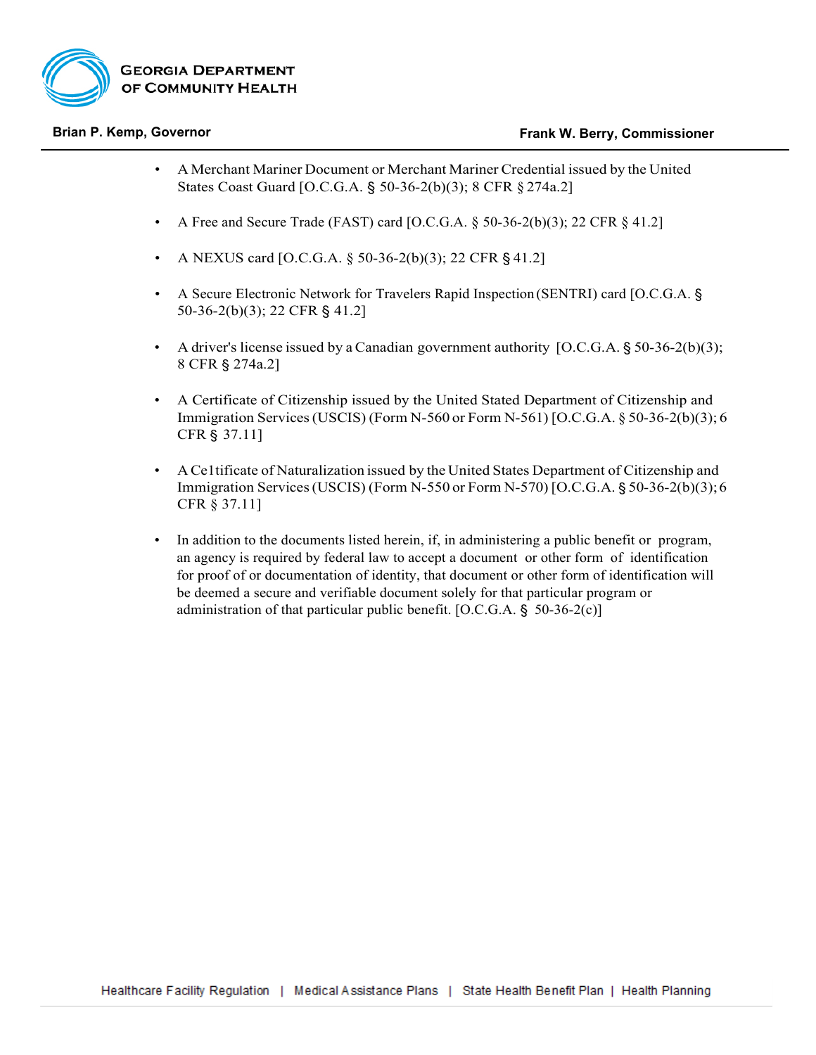- A Merchant Mariner Document or Merchant Mariner Credential issued by the United States Coast Guard [O.C.G.A. § 50-36-2(b)(3); 8 CFR § 274a.2]

- A Free and Secure Trade (FAST) card [O.C.G.A. § 50-36-2(b)(3); 22 CFR § 41.2]

- A NEXUS card [O.C.G.A. § 50-36-2(b)(3); 22 CFR § 41.2]

- A Secure Electronic Network for Travelers Rapid Inspection (SENTRI) card [O.C.G.A. § 50-36-2(b)(3); 22 CFR § 41.2]

- A driver's license issued by a Canadian government authority [O.C.G.A. § 50-36-2(b)(3); 8 CFR § 274a.2]

- A Certificate of Citizenship issued by the United Stated Department of Citizenship and Immigration Services (USCIS) (Form N-560 or Form N-561) [O.C.G.A. § 50-36-2(b)(3); 6 CFR § 37.11]

- A Ce1tificate of Naturalization issued by the United States Department of Citizenship and Immigration Services (USCIS) (Form N-550 or Form N-570) [O.C.G.A. § 50-36-2(b)(3); 6 CFR § 37.11]

- In addition to the documents listed herein, if, in administering a public benefit or program, an agency is required by federal law to accept a document or other form of identification for proof of or documentation of identity, that document or other form of identification will be deemed a secure and verifiable document solely for that particular program or administration of that particular public benefit. [O.C.G.A. § 50-36-2(c)]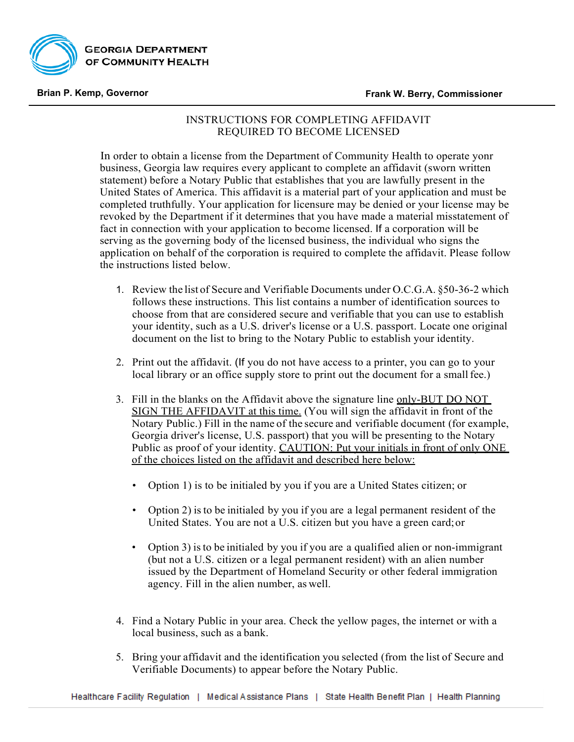GEORGIA DEPARTMENT OF COMMUNITY HEALTH

**Brian P. Kemp, Governor** **Frank W. Berry, Commissioner**

# INSTRUCTIONS FOR COMPLETING AFFIDAVIT REQUIRED TO BECOME LICENSED

In order to obtain a license from the Department of Community Health to operate yonr business, Georgia law requires every applicant to complete an affidavit (sworn written statement) before a Notary Public that establishes that you are lawfully present in the United States of America. This affidavit is a material part of your application and must be completed truthfully. Your application for licensure may be denied or your license may be revoked by the Department if it determines that you have made a material misstatement of fact in connection with your application to become licensed. If a corporation will be serving as the governing body of the licensed business, the individual who signs the application on behalf of the corporation is required to complete the affidavit. Please follow the instructions listed below.

1. Review the list of Secure and Verifiable Documents under O.C.G.A. §50-36-2 which follows these instructions. This list contains a number of identification sources to choose from that are considered secure and verifiable that you can use to establish your identity, such as a U.S. driver's license or a U.S. passport. Locate one original document on the list to bring to the Notary Public to establish your identity.

2. Print out the affidavit. (If you do not have access to a printer, you can go to your local library or an office supply store to print out the document for a small fee.)

3. Fill in the blanks on the Affidavit above the signature line only-BUT DO NOT SIGN THE AFFIDAVIT at this time. (You will sign the affidavit in front of the Notary Public.) Fill in the name of the secure and verifiable document (for example, Georgia driver's license, U.S. passport) that you will be presenting to the Notary Public as proof of your identity. CAUTION: Put your initials in front of only ONE of the choices listed on the affidavit and described here below:

   - Option 1) is to be initialed by you if you are a United States citizen; or

   - Option 2) is to be initialed by you if you are a legal permanent resident of the United States. You are not a U.S. citizen but you have a green card; or

   - Option 3) is to be initialed by you if you are a qualified alien or non-immigrant (but not a U.S. citizen or a legal permanent resident) with an alien number issued by the Department of Homeland Security or other federal immigration agency. Fill in the alien number, as well.

4. Find a Notary Public in your area. Check the yellow pages, the internet or with a local business, such as a bank.

5. Bring your affidavit and the identification you selected (from the list of Secure and Verifiable Documents) to appear before the Notary Public.

Healthcare Facility Regulation | Medical Assistance Plans | State Health Benefit Plan | Health Planning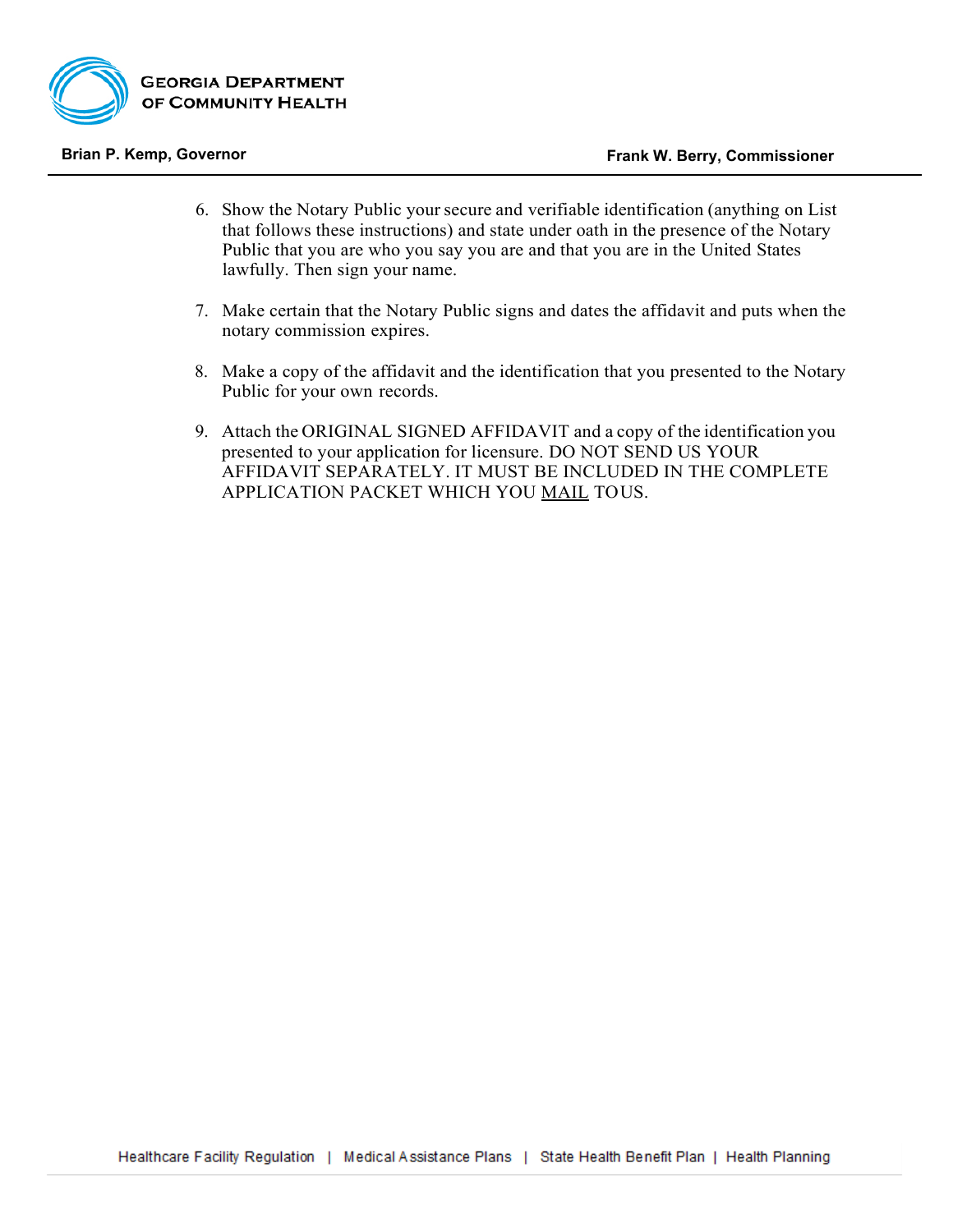6. Show the Notary Public your secure and verifiable identification (anything on List that follows these instructions) and state under oath in the presence of the Notary Public that you are who you say you are and that you are in the United States lawfully. Then sign your name.

7. Make certain that the Notary Public signs and dates the affidavit and puts when the notary commission expires.

8. Make a copy of the affidavit and the identification that you presented to the Notary Public for your own records.

9. Attach the ORIGINAL SIGNED AFFIDAVIT and a copy of the identification you presented to your application for licensure. DO NOT SEND US YOUR AFFIDAVIT SEPARATELY. IT MUST BE INCLUDED IN THE COMPLETE APPLICATION PACKET WHICH YOU <u>MAIL</u> TO US.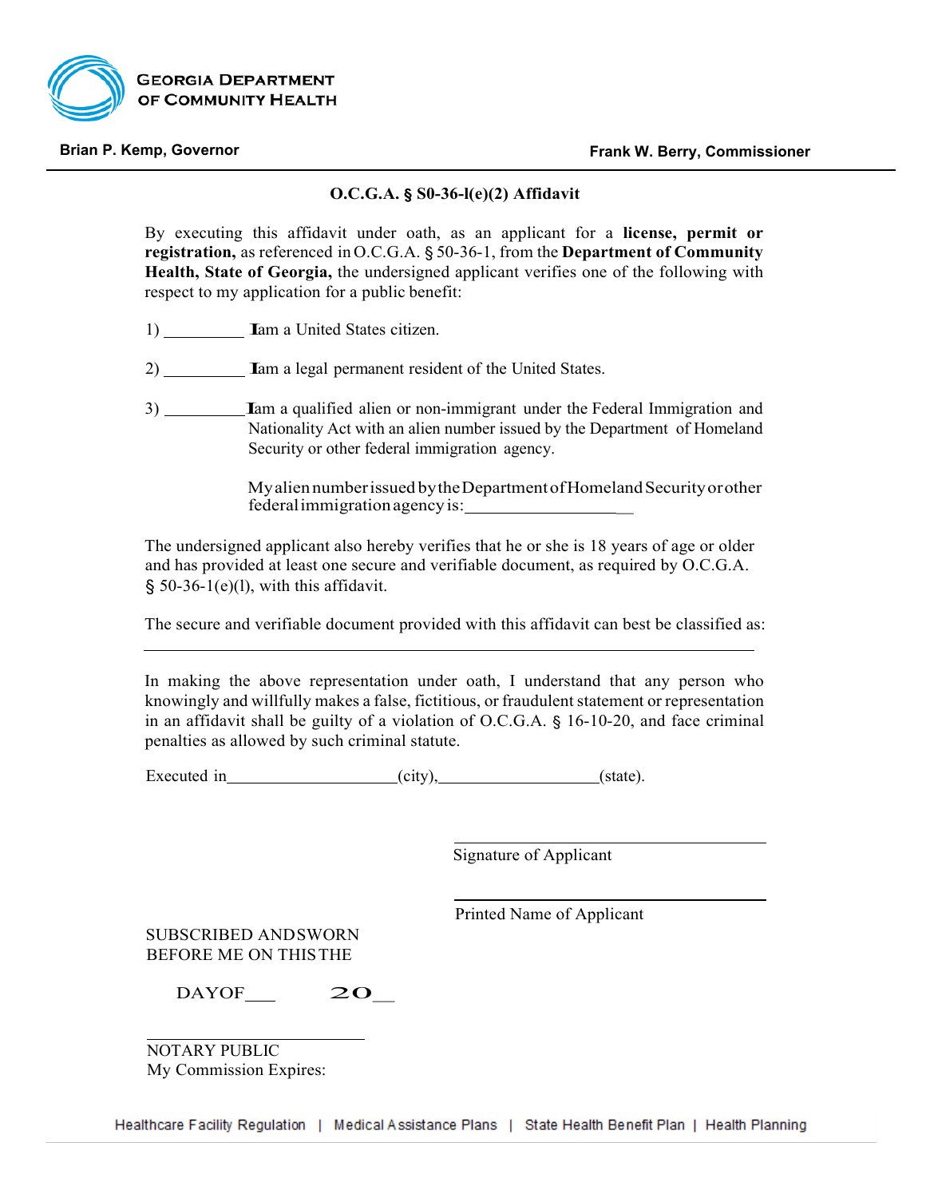**GEORGIA DEPARTMENT OF COMMUNITY HEALTH**

**Brian P. Kemp, Governor** | **Frank W. Berry, Commissioner**

---

## O.C.G.A. § S0-36-l(e)(2) Affidavit

By executing this affidavit under oath, as an applicant for a **license, permit or registration,** as referenced in O.C.G.A. § 50-36-1, from the **Department of Community Health, State of Georgia,** the undersigned applicant verifies one of the following with respect to my application for a public benefit:

1) __________ I am a United States citizen.

2) __________ I am a legal permanent resident of the United States.

3) __________ I am a qualified alien or non-immigrant under the Federal Immigration and Nationality Act with an alien number issued by the Department of Homeland Security or other federal immigration agency.

My alien number issued by the Department of Homeland Security or other federal immigration agency is:____________________

The undersigned applicant also hereby verifies that he or she is 18 years of age or older and has provided at least one secure and verifiable document, as required by O.C.G.A. § 50-36-1(e)(l), with this affidavit.

The secure and verifiable document provided with this affidavit can best be classified as:

______________________________________________________________________

In making the above representation under oath, I understand that any person who knowingly and willfully makes a false, fictitious, or fraudulent statement or representation in an affidavit shall be guilty of a violation of O.C.G.A. § 16-10-20, and face criminal penalties as allowed by such criminal statute.

Executed in____________________(city),__________________(state).

______________________________
Signature of Applicant

______________________________
Printed Name of Applicant

SUBSCRIBED AND SWORN
BEFORE ME ON THIS THE

DAY OF___ 20__

______________________________
NOTARY PUBLIC
My Commission Expires:

Healthcare Facility Regulation | Medical Assistance Plans | State Health Benefit Plan | Health Planning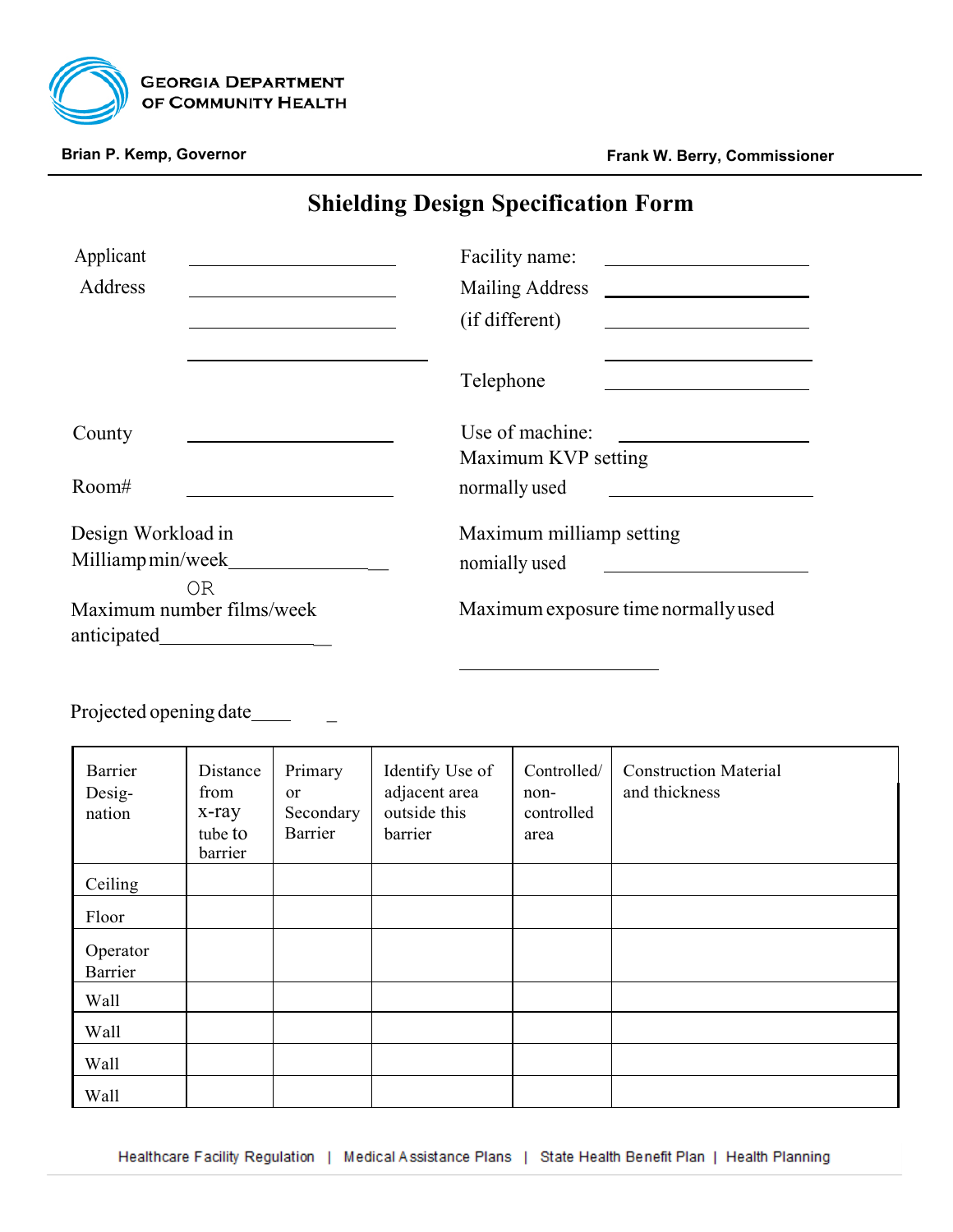**Georgia Department of Community Health**

**Brian P. Kemp, Governor** | **Frank W. Berry, Commissioner**

# Shielding Design Specification Form

Applicant ______________________

Address ______________________

______________________

______________________

Facility name: ______________________

Mailing Address ______________________

(if different) ______________________

______________________

Telephone ______________________

County ______________________

Use of machine: ______________________

Maximum KVP setting normally used ______________________

Room# ______________________

Design Workload in Milliamp min/week_________________

OR

Maximum number films/week anticipated_________________

Maximum milliamp setting nomially used ______________________

Maximum exposure time normally used

______________________

Projected opening date____ _

| Barrier Desig-nation | Distance from x-ray tube to barrier | Primary or Secondary Barrier | Identify Use of adjacent area outside this barrier | Controlled/ non-controlled area | Construction Material and thickness |
|---|---|---|---|---|---|
| Ceiling | | | | | |
| Floor | | | | | |
| Operator Barrier | | | | | |
| Wall | | | | | |
| Wall | | | | | |
| Wall | | | | | |
| Wall | | | | | |

Healthcare Facility Regulation | Medical Assistance Plans | State Health Benefit Plan | Health Planning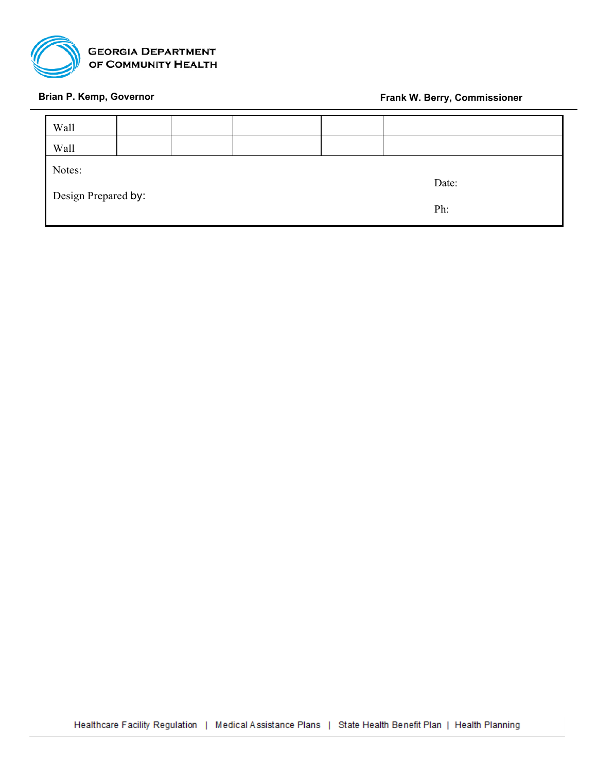| Wall | | | | | |
|---|---|---|---|---|---|
| Wall | | | | | |

Notes:

Design Prepared by:

Date:

Ph: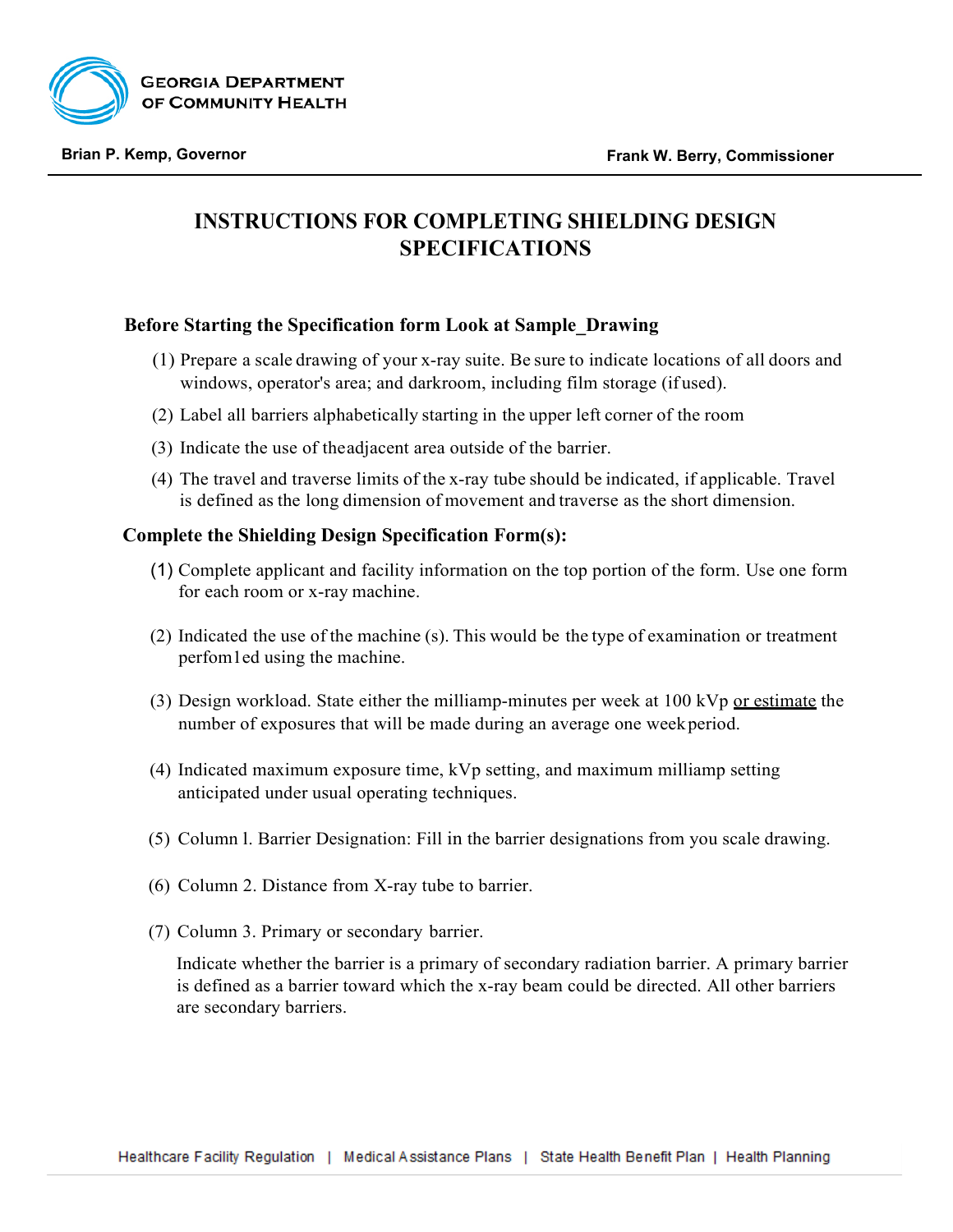GEORGIA DEPARTMENT OF COMMUNITY HEALTH

**Brian P. Kemp, Governor** **Frank W. Berry, Commissioner**

# INSTRUCTIONS FOR COMPLETING SHIELDING DESIGN SPECIFICATIONS

## Before Starting the Specification form Look at Sample_Drawing

(1) Prepare a scale drawing of your x-ray suite. Be sure to indicate locations of all doors and windows, operator's area; and darkroom, including film storage (if used).

(2) Label all barriers alphabetically starting in the upper left corner of the room

(3) Indicate the use of theadjacent area outside of the barrier.

(4) The travel and traverse limits of the x-ray tube should be indicated, if applicable. Travel is defined as the long dimension of movement and traverse as the short dimension.

## Complete the Shielding Design Specification Form(s):

(1) Complete applicant and facility information on the top portion of the form. Use one form for each room or x-ray machine.

(2) Indicated the use of the machine (s). This would be the type of examination or treatment perfom1ed using the machine.

(3) Design workload. State either the milliamp-minutes per week at 100 kVp <u>or estimate</u> the number of exposures that will be made during an average one week period.

(4) Indicated maximum exposure time, kVp setting, and maximum milliamp setting anticipated under usual operating techniques.

(5) Column l. Barrier Designation: Fill in the barrier designations from you scale drawing.

(6) Column 2. Distance from X-ray tube to barrier.

(7) Column 3. Primary or secondary barrier.

Indicate whether the barrier is a primary of secondary radiation barrier. A primary barrier is defined as a barrier toward which the x-ray beam could be directed. All other barriers are secondary barriers.

Healthcare Facility Regulation | Medical Assistance Plans | State Health Benefit Plan | Health Planning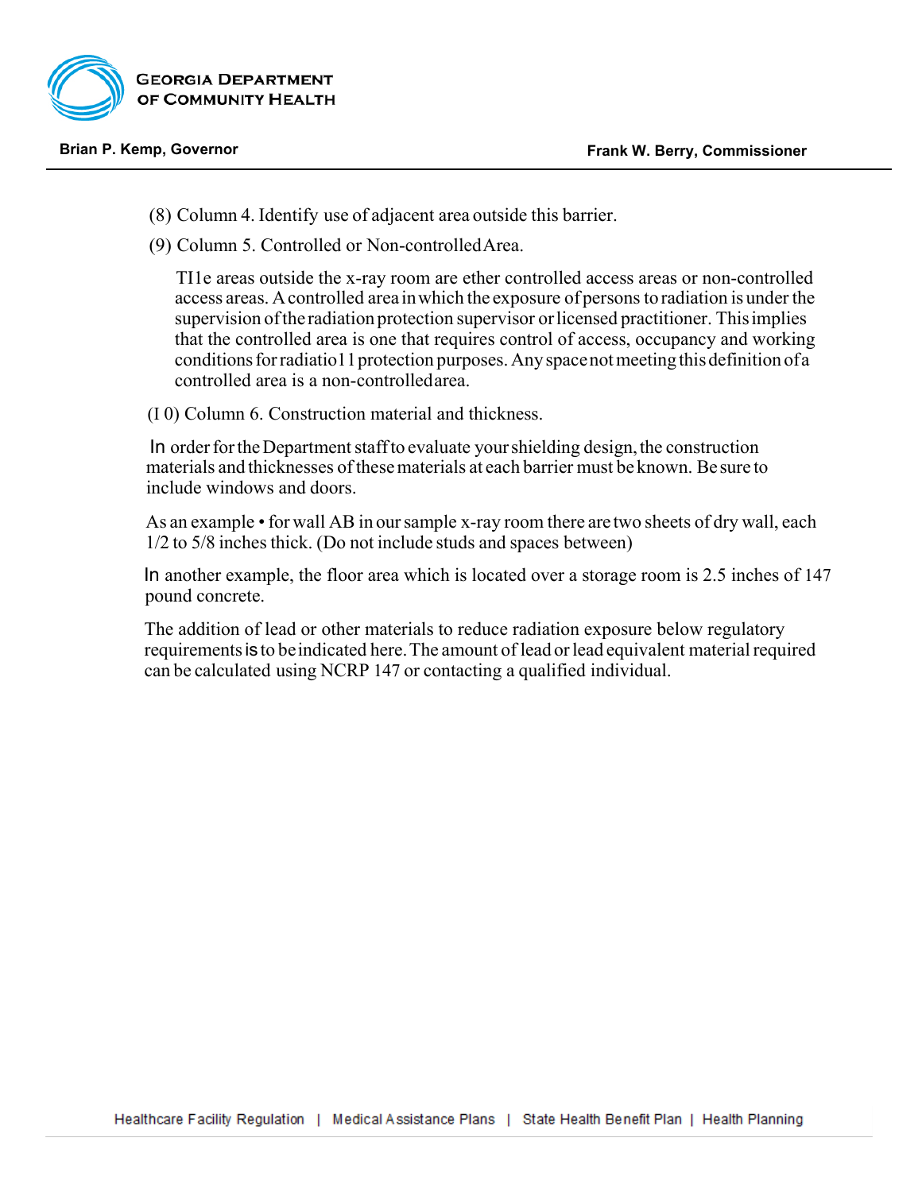(8) Column 4. Identify use of adjacent area outside this barrier.

(9) Column 5. Controlled or Non-controlled Area.

TI1e areas outside the x-ray room are ether controlled access areas or non-controlled access areas. A controlled area in which the exposure of persons to radiation is under the supervision of the radiation protection supervisor or licensed practitioner. This implies that the controlled area is one that requires control of access, occupancy and working conditions for radiatio11 protection purposes. Any space not meeting this definition of a controlled area is a non-controlled area.

(I 0) Column 6. Construction material and thickness.

In order for the Department staff to evaluate your shielding design, the construction materials and thicknesses of these materials at each barrier must be known. Be sure to include windows and doors.

As an example • for wall AB in our sample x-ray room there are two sheets of dry wall, each 1/2 to 5/8 inches thick. (Do not include studs and spaces between)

In another example, the floor area which is located over a storage room is 2.5 inches of 147 pound concrete.

The addition of lead or other materials to reduce radiation exposure below regulatory requirements is to be indicated here. The amount of lead or lead equivalent material required can be calculated using NCRP 147 or contacting a qualified individual.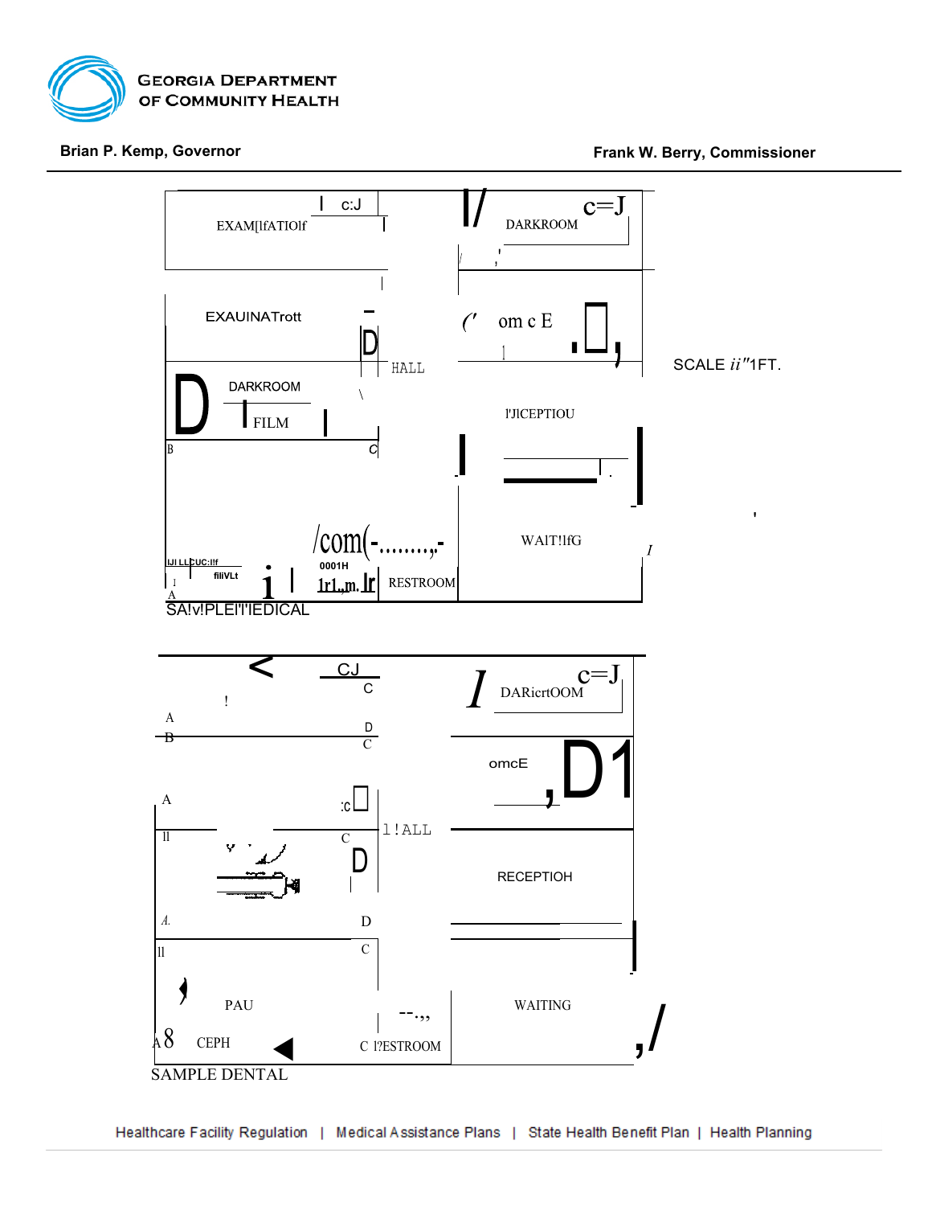EXAM[IfATIOlf

DARKROOM

EXAUINATrott

om c E

HALL

SCALE $ii$"1FT.

DARKROOM

FILM

I'JICEPTIOU

WAIT!lfG

/com(-........,-

0001H

RESTROOM

SA!v!PLEI'I'IEDICAL

CJ

DARicrtOOM

omcE

1!ALL

RECEPTIOH

PAU

WAITING

CEPH

C I?ESTROOM

SAMPLE DENTAL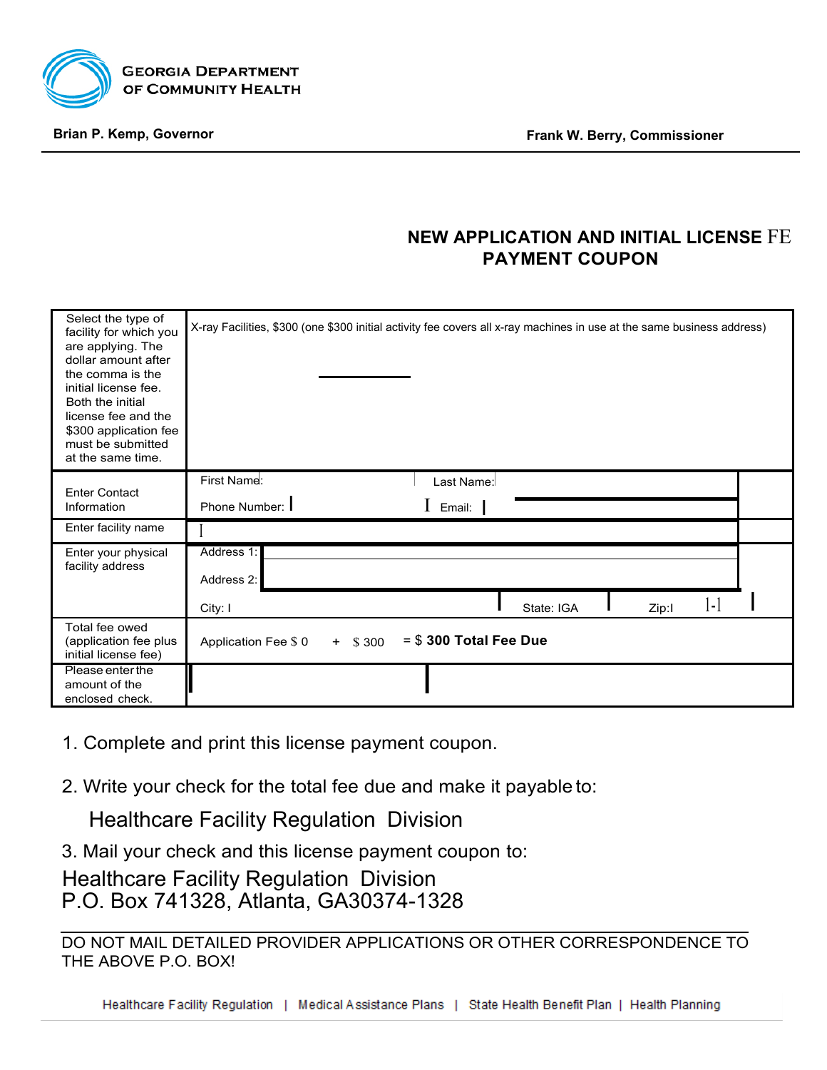GEORGIA DEPARTMENT OF COMMUNITY HEALTH

**Brian P. Kemp, Governor** | **Frank W. Berry, Commissioner**

## NEW APPLICATION AND INITIAL LICENSE FE PAYMENT COUPON

| | |
|---|---|
| Select the type of facility for which you are applying. The dollar amount after the comma is the initial license fee. Both the initial license fee and the $300 application fee must be submitted at the same time. | X-ray Facilities, $300 (one $300 initial activity fee covers all x-ray machines in use at the same business address) |
| Enter Contact Information | First Name: Last Name: <br> Phone Number: Email: |
| Enter facility name | |
| Enter your physical facility address | Address 1: <br> Address 2: <br> City: State: GA Zip: |
| Total fee owed (application fee plus initial license fee) | Application Fee $ 0 + $ 300 = $ **300 Total Fee Due** |
| Please enter the amount of the enclosed check. | |

1. Complete and print this license payment coupon.
2. Write your check for the total fee due and make it payable to:

   Healthcare Facility Regulation Division

3. Mail your check and this license payment coupon to:

Healthcare Facility Regulation Division
P.O. Box 741328, Atlanta, GA30374-1328

DO NOT MAIL DETAILED PROVIDER APPLICATIONS OR OTHER CORRESPONDENCE TO THE ABOVE P.O. BOX!

Healthcare Facility Regulation | Medical Assistance Plans | State Health Benefit Plan | Health Planning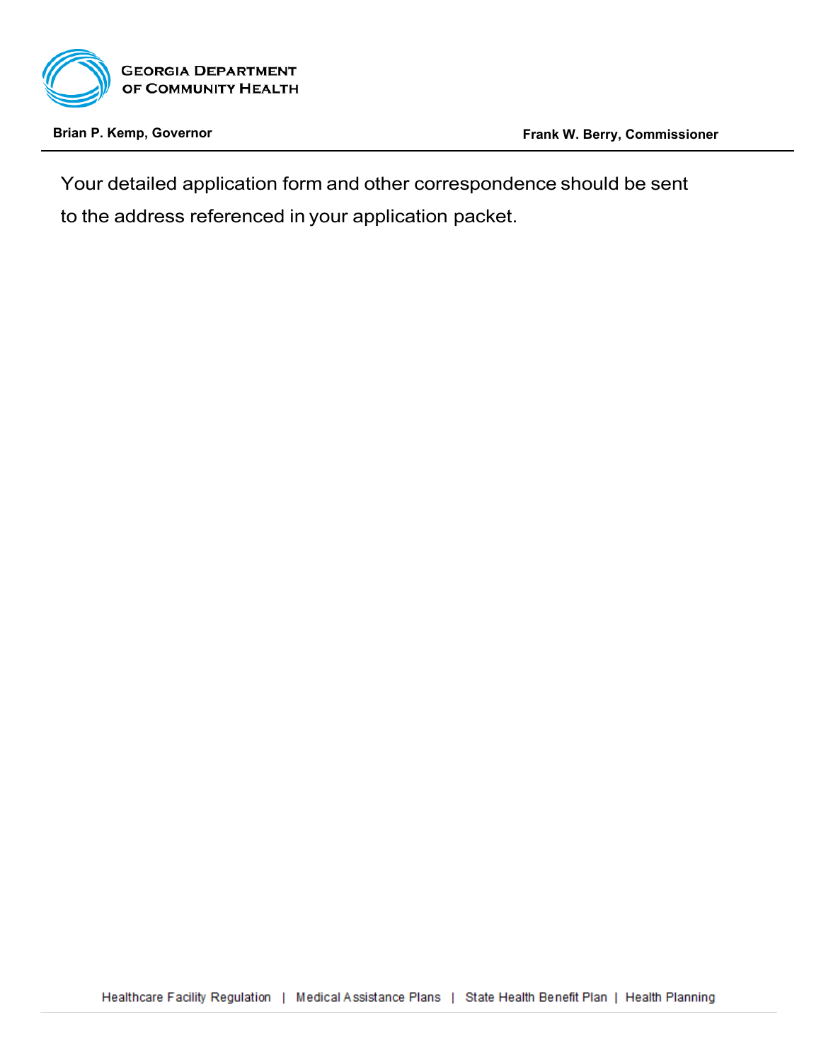Your detailed application form and other correspondence should be sent to the address referenced in your application packet.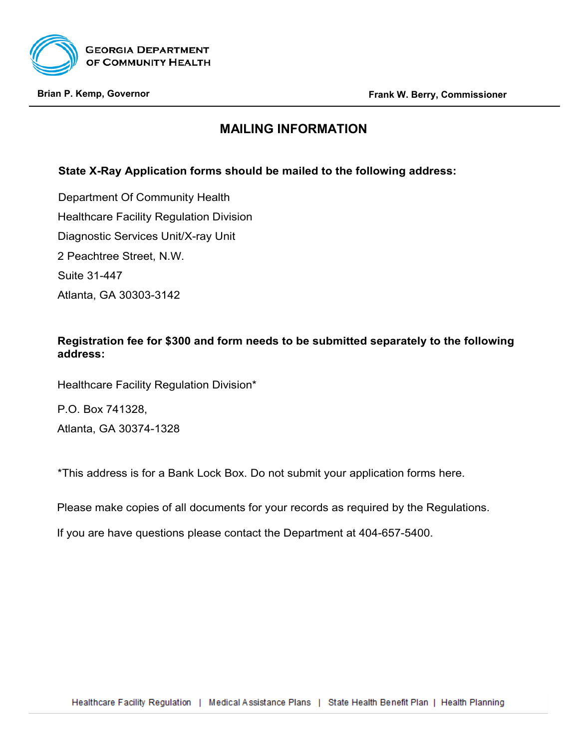**GEORGIA DEPARTMENT OF COMMUNITY HEALTH**

**Brian P. Kemp, Governor** **Frank W. Berry, Commissioner**

## MAILING INFORMATION

**State X-Ray Application forms should be mailed to the following address:**

Department Of Community Health
Healthcare Facility Regulation Division
Diagnostic Services Unit/X-ray Unit
2 Peachtree Street, N.W.
Suite 31-447
Atlanta, GA 30303-3142

**Registration fee for $300 and form needs to be submitted separately to the following address:**

Healthcare Facility Regulation Division*

P.O. Box 741328,
Atlanta, GA 30374-1328

*This address is for a Bank Lock Box. Do not submit your application forms here.

Please make copies of all documents for your records as required by the Regulations.

If you are have questions please contact the Department at 404-657-5400.

Healthcare Facility Regulation | Medical Assistance Plans | State Health Benefit Plan | Health Planning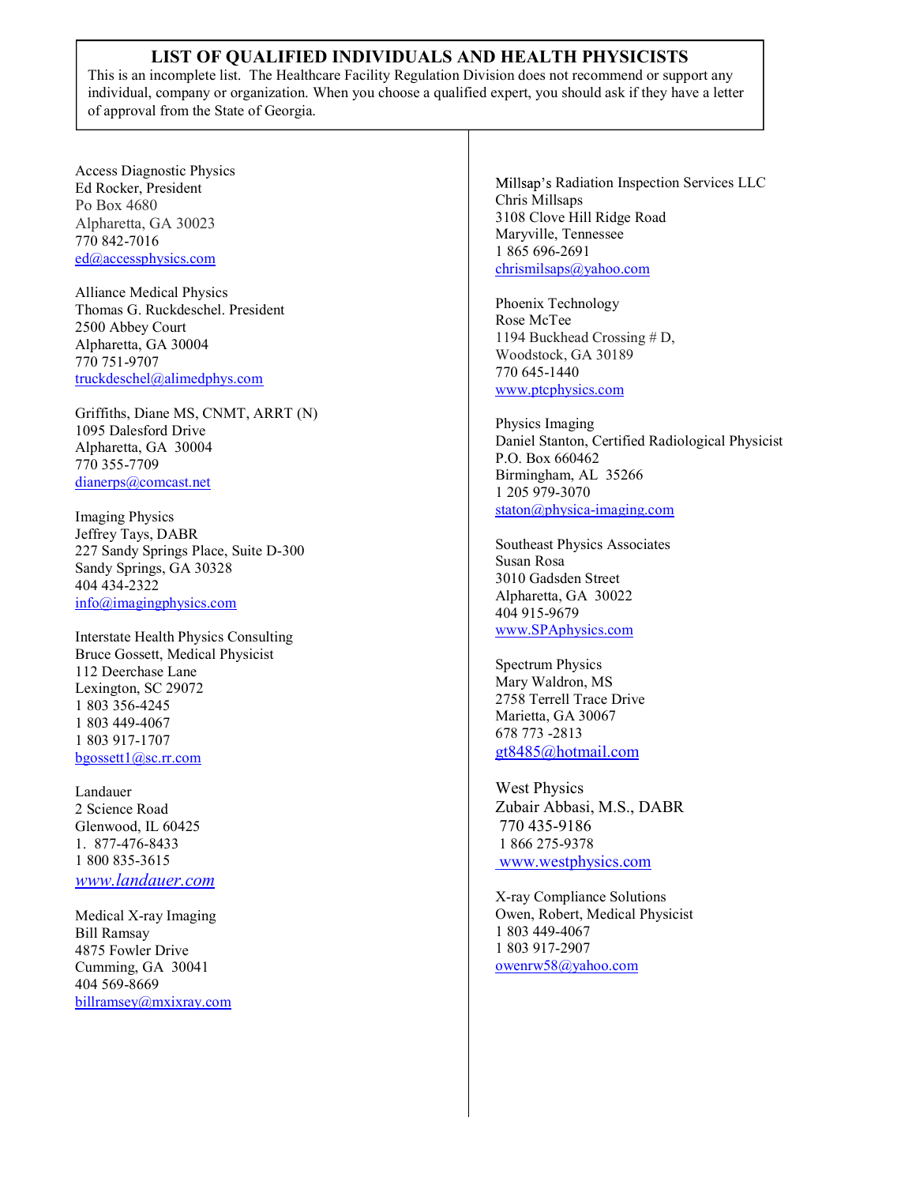# LIST OF QUALIFIED INDIVIDUALS AND HEALTH PHYSICISTS

This is an incomplete list. The Healthcare Facility Regulation Division does not recommend or support any individual, company or organization. When you choose a qualified expert, you should ask if they have a letter of approval from the State of Georgia.

Access Diagnostic Physics
Ed Rocker, President
Po Box 4680
Alpharetta, GA 30023
770 842-7016
ed@accessphysics.com

Alliance Medical Physics
Thomas G. Ruckdeschel. President
2500 Abbey Court
Alpharetta, GA 30004
770 751-9707
truckdeschel@alimedphys.com

Griffiths, Diane MS, CNMT, ARRT (N)
1095 Dalesford Drive
Alpharetta, GA 30004
770 355-7709
dianerps@comcast.net

Imaging Physics
Jeffrey Tays, DABR
227 Sandy Springs Place, Suite D-300
Sandy Springs, GA 30328
404 434-2322
info@imagingphysics.com

Interstate Health Physics Consulting
Bruce Gossett, Medical Physicist
112 Deerchase Lane
Lexington, SC 29072
1 803 356-4245
1 803 449-4067
1 803 917-1707
bgossett1@sc.rr.com

Landauer
2 Science Road
Glenwood, IL 60425
1. 877-476-8433
1 800 835-3615
*www.landauer.com*

Medical X-ray Imaging
Bill Ramsay
4875 Fowler Drive
Cumming, GA 30041
404 569-8669
billramsey@mxixray.com

Millsap's Radiation Inspection Services LLC
Chris Millsaps
3108 Clove Hill Ridge Road
Maryville, Tennessee
1 865 696-2691
chrismilsaps@yahoo.com

Phoenix Technology
Rose McTee
1194 Buckhead Crossing # D,
Woodstock, GA 30189
770 645-1440
www.ptcphysics.com

Physics Imaging
Daniel Stanton, Certified Radiological Physicist
P.O. Box 660462
Birmingham, AL 35266
1 205 979-3070
staton@physica-imaging.com

Southeast Physics Associates
Susan Rosa
3010 Gadsden Street
Alpharetta, GA 30022
404 915-9679
www.SPAphysics.com

Spectrum Physics
Mary Waldron, MS
2758 Terrell Trace Drive
Marietta, GA 30067
678 773 -2813
gt8485@hotmail.com

West Physics
Zubair Abbasi, M.S., DABR
770 435-9186
1 866 275-9378
www.westphysics.com

X-ray Compliance Solutions
Owen, Robert, Medical Physicist
1 803 449-4067
1 803 917-2907
owenrw58@yahoo.com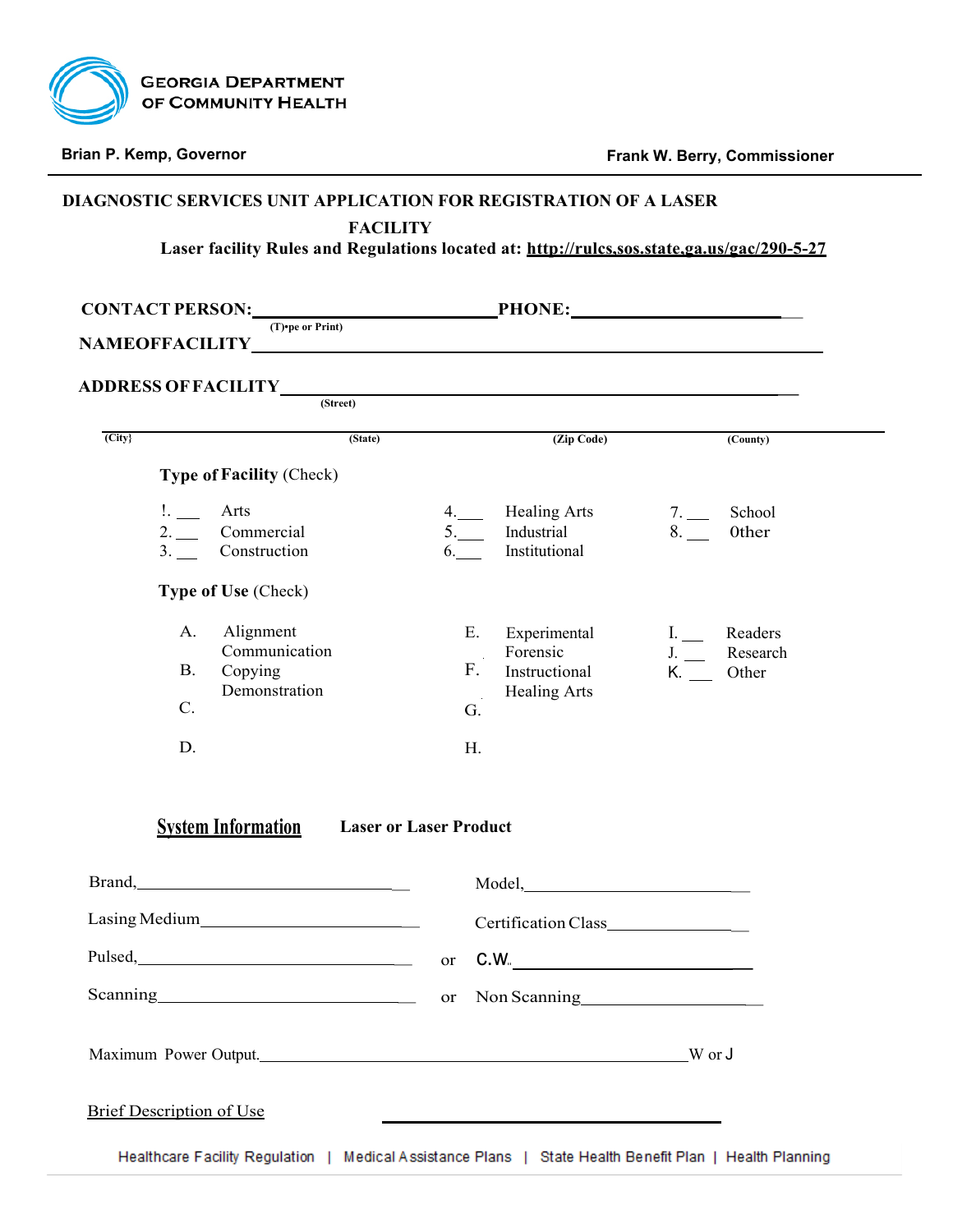**GEORGIA DEPARTMENT OF COMMUNITY HEALTH**

**Brian P. Kemp, Governor** | **Frank W. Berry, Commissioner**

## DIAGNOSTIC SERVICES UNIT APPLICATION FOR REGISTRATION OF A LASER FACILITY

**Laser facility Rules and Regulations located at: http://rulcs.sos.state.ga.us/gac/290-5-27**

**CONTACT PERSON:**\_\_\_\_\_\_\_\_\_\_\_\_\_\_\_\_\_\_\_\_\_\_\_\_\_\_\_\_ **PHONE:**\_\_\_\_\_\_\_\_\_\_\_\_\_\_\_\_\_\_\_\_\_\_\_\_
(T)•pe or Print)

**NAMEOFFACILITY**\_\_\_\_\_\_\_\_\_\_\_\_\_\_\_\_\_\_\_\_\_\_\_\_\_\_\_\_\_\_\_\_\_\_\_\_\_\_\_\_\_\_\_\_\_\_\_\_\_\_\_\_

**ADDRESS OF FACILITY**\_\_\_\_\_\_\_\_\_\_\_\_\_\_\_\_\_\_\_\_\_\_\_\_\_\_\_\_\_\_\_\_\_\_\_\_\_\_\_\_\_\_\_\_\_\_\_\_\_\_\_\_
(Street)

\_\_\_\_\_\_\_\_\_\_\_\_\_\_\_\_\_\_\_\_\_\_\_\_\_\_\_\_\_\_\_\_\_\_\_\_\_\_\_\_\_\_\_\_\_\_\_\_\_\_\_\_\_\_\_\_\_\_\_\_\_\_\_\_\_\_\_\_\_\_\_\_
{City} (State) (Zip Code) (County)

**Type of Facility** (Check)

| | | | | | |
|---|---|---|---|---|---|
| !. \_\_\_ | Arts | 4.\_\_\_ | Healing Arts | 7. \_\_\_ | School |
| 2. \_\_\_ | Commercial | 5.\_\_\_ | Industrial | 8. \_\_\_ | 0ther |
| 3. \_\_\_ | Construction | 6.\_\_\_ | Institutional | | |

**Type of Use** (Check)

| | | | | | |
|---|---|---|---|---|---|
| A. | Alignment | E. | Experimental | I. \_\_\_ | Readers |
| B. | Communication | F. | Forensic | J. \_\_\_ | Research |
| C. | Copying | G. | Instructional | K. \_\_\_ | Other |
| D. | Demonstration | H. | Healing Arts | | |

**System Information** **Laser or Laser Product**

Brand,\_\_\_\_\_\_\_\_\_\_\_\_\_\_\_\_\_\_\_\_\_\_\_\_\_\_\_\_\_\_ Model,\_\_\_\_\_\_\_\_\_\_\_\_\_\_\_\_\_\_\_\_\_\_\_\_\_\_

Lasing Medium\_\_\_\_\_\_\_\_\_\_\_\_\_\_\_\_\_\_\_\_\_\_\_\_\_\_ Certification Class\_\_\_\_\_\_\_\_\_\_\_\_\_\_\_\_

Pulsed,\_\_\_\_\_\_\_\_\_\_\_\_\_\_\_\_\_\_\_\_\_\_\_\_\_\_\_\_\_\_ or C.W.\_\_\_\_\_\_\_\_\_\_\_\_\_\_\_\_\_\_\_\_\_\_\_\_\_\_\_\_

Scanning\_\_\_\_\_\_\_\_\_\_\_\_\_\_\_\_\_\_\_\_\_\_\_\_\_\_\_\_\_ or Non Scanning\_\_\_\_\_\_\_\_\_\_\_\_\_\_\_\_\_\_\_\_\_\_

Maximum Power Output.\_\_\_\_\_\_\_\_\_\_\_\_\_\_\_\_\_\_\_\_\_\_\_\_\_\_\_\_\_\_\_\_\_\_\_\_\_\_\_\_\_\_\_\_\_\_\_\_\_\_\_W or J

Brief Description of Use \_\_\_\_\_\_\_\_\_\_\_\_\_\_\_\_\_\_\_\_\_\_\_\_\_\_\_\_\_\_\_\_\_\_\_\_\_\_\_\_

Healthcare Facility Regulation | Medical Assistance Plans | State Health Benefit Plan | Health Planning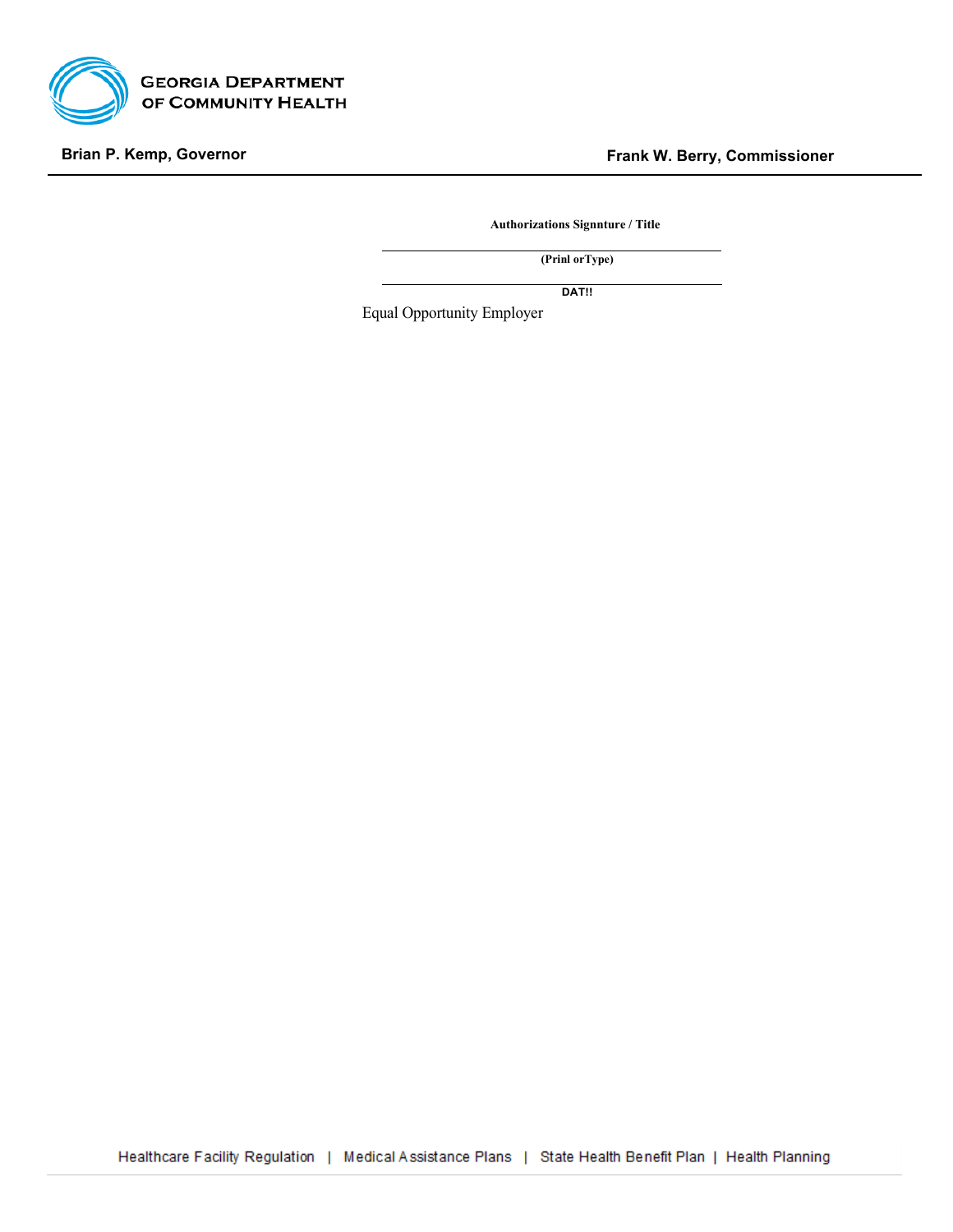**GEORGIA DEPARTMENT OF COMMUNITY HEALTH**

**Brian P. Kemp, Governor** **Frank W. Berry, Commissioner**

---

**Authorizations Signnture / Title**

---

**(Prinl orType)**

---

**DAT!!**

Equal Opportunity Employer

Healthcare Facility Regulation | Medical Assistance Plans | State Health Benefit Plan | Health Planning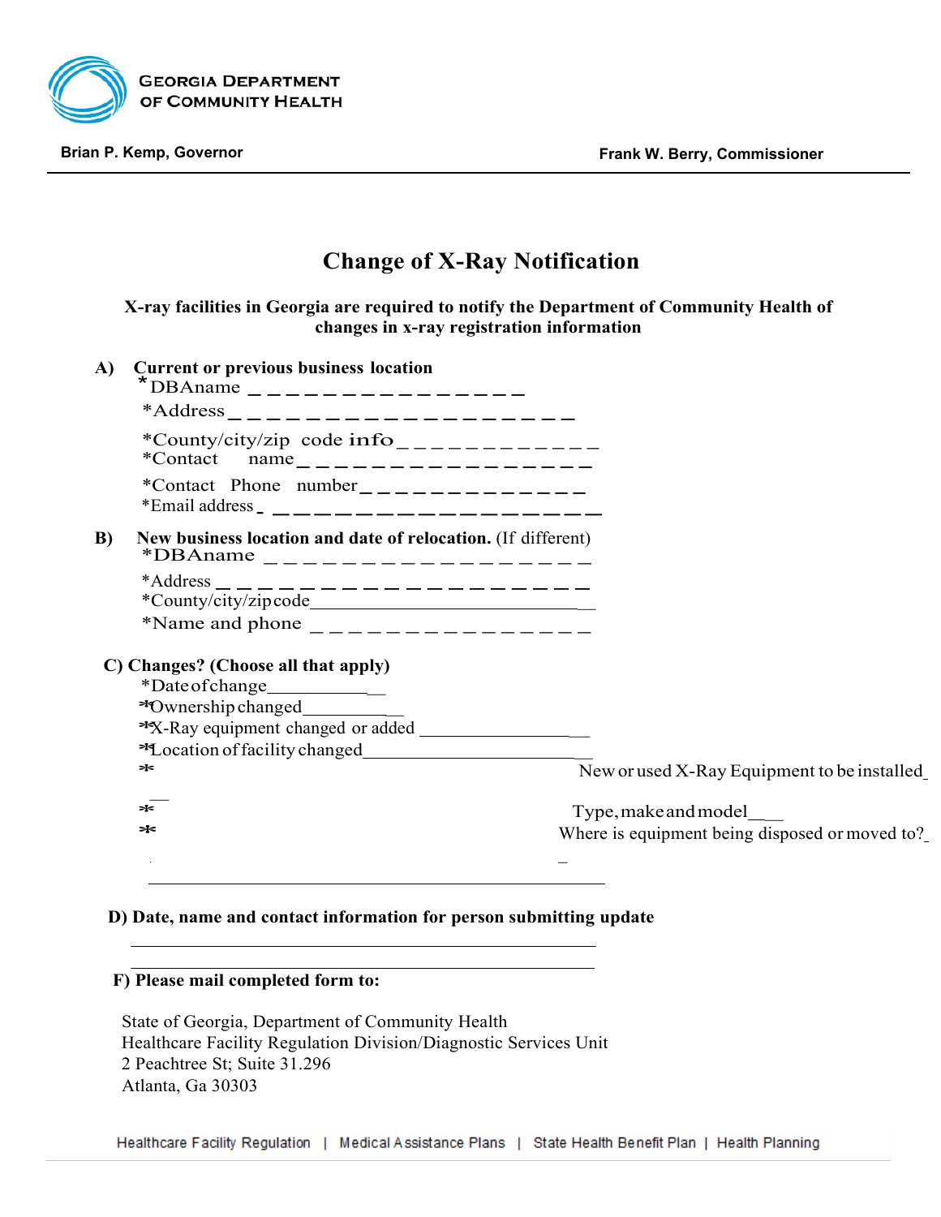GEORGIA DEPARTMENT OF COMMUNITY HEALTH

**Brian P. Kemp, Governor** **Frank W. Berry, Commissioner**

# Change of X-Ray Notification

**X-ray facilities in Georgia are required to notify the Department of Community Health of changes in x-ray registration information**

**A) Current or previous business location**

*DBAname _______________

*Address ____________________

*County/city/zip code info ____________

*Contact name _________________

*Contact Phone number ______________

*Email address ___________________

**B) New business location and date of relocation.** (If different)

*DBAname ___________________

*Address _____________________

*County/city/zip code ______________________________

*Name and phone ________________

**C) Changes? (Choose all that apply)**

*Date of change ____________

*Ownership changed ____________

*X-Ray equipment changed or added ___________________

*Location of facility changed ___________________________

* New or used X-Ray Equipment to be installed ___

* Type, make and model ____

* Where is equipment being disposed or moved to? __

______________________________________________

**D) Date, name and contact information for person submitting update**

______________________________________________

______________________________________________

**F) Please mail completed form to:**

State of Georgia, Department of Community Health
Healthcare Facility Regulation Division/Diagnostic Services Unit
2 Peachtree St; Suite 31.296
Atlanta, Ga 30303

Healthcare Facility Regulation | Medical Assistance Plans | State Health Benefit Plan | Health Planning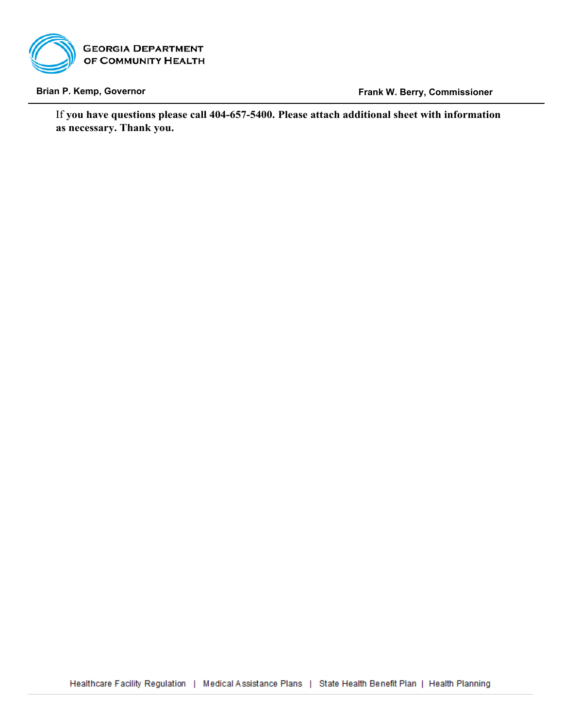If **you have questions please call 404-657-5400. Please attach additional sheet with information as necessary. Thank you.**